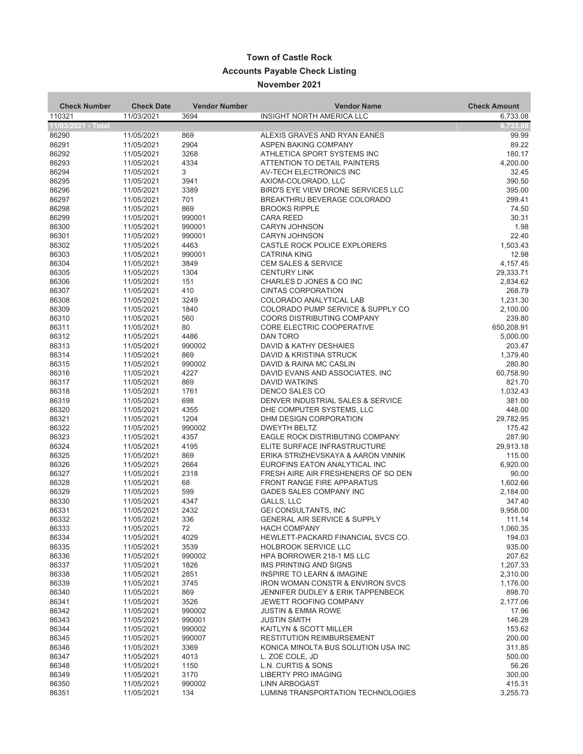# Town of Castle Rock

## Accounts Payable Check Listing

### November 2021

| Check Number | Check Date | Vendor Number | Vendor Name | Check Amount |
|---|---|---|---|---|
| 110321 | 11/03/2021 | 3694 | INSIGHT NORTH AMERICA LLC | 6,733.08 |
| **11/03/2021 - Total** | | | | **6,733.08** |
| 86290 | 11/05/2021 | 869 | ALEXIS GRAVES AND RYAN EANES | 99.99 |
| 86291 | 11/05/2021 | 2904 | ASPEN BAKING COMPANY | 89.22 |
| 86292 | 11/05/2021 | 3268 | ATHLETICA SPORT SYSTEMS INC | 180.17 |
| 86293 | 11/05/2021 | 4334 | ATTENTION TO DETAIL PAINTERS | 4,200.00 |
| 86294 | 11/05/2021 | 3 | AV-TECH ELECTRONICS INC | 32.45 |
| 86295 | 11/05/2021 | 3941 | AXIOM-COLORADO, LLC | 390.50 |
| 86296 | 11/05/2021 | 3389 | BIRD'S EYE VIEW DRONE SERVICES LLC | 395.00 |
| 86297 | 11/05/2021 | 701 | BREAKTHRU BEVERAGE COLORADO | 299.41 |
| 86298 | 11/05/2021 | 869 | BROOKS RIPPLE | 74.50 |
| 86299 | 11/05/2021 | 990001 | CARA REED | 30.31 |
| 86300 | 11/05/2021 | 990001 | CARYN JOHNSON | 1.98 |
| 86301 | 11/05/2021 | 990001 | CARYN JOHNSON | 22.40 |
| 86302 | 11/05/2021 | 4463 | CASTLE ROCK POLICE EXPLORERS | 1,503.43 |
| 86303 | 11/05/2021 | 990001 | CATRINA KING | 12.98 |
| 86304 | 11/05/2021 | 3849 | CEM SALES & SERVICE | 4,157.45 |
| 86305 | 11/05/2021 | 1304 | CENTURY LINK | 29,333.71 |
| 86306 | 11/05/2021 | 151 | CHARLES D JONES & CO INC | 2,834.62 |
| 86307 | 11/05/2021 | 410 | CINTAS CORPORATION | 268.79 |
| 86308 | 11/05/2021 | 3249 | COLORADO ANALYTICAL LAB | 1,231.30 |
| 86309 | 11/05/2021 | 1840 | COLORADO PUMP SERVICE & SUPPLY CO | 2,100.00 |
| 86310 | 11/05/2021 | 560 | COORS DISTRIBUTING COMPANY | 239.80 |
| 86311 | 11/05/2021 | 80 | CORE ELECTRIC COOPERATIVE | 650,208.91 |
| 86312 | 11/05/2021 | 4486 | DAN TORO | 5,000.00 |
| 86313 | 11/05/2021 | 990002 | DAVID & KATHY DESHAIES | 203.47 |
| 86314 | 11/05/2021 | 869 | DAVID & KRISTINA STRUCK | 1,379.40 |
| 86315 | 11/05/2021 | 990002 | DAVID & RAINA MC CASLIN | 280.80 |
| 86316 | 11/05/2021 | 4227 | DAVID EVANS AND ASSOCIATES, INC | 60,758.90 |
| 86317 | 11/05/2021 | 869 | DAVID WATKINS | 821.70 |
| 86318 | 11/05/2021 | 1761 | DENCO SALES CO | 1,032.43 |
| 86319 | 11/05/2021 | 698 | DENVER INDUSTRIAL SALES & SERVICE | 381.00 |
| 86320 | 11/05/2021 | 4355 | DHE COMPUTER SYSTEMS, LLC | 448.00 |
| 86321 | 11/05/2021 | 1204 | DHM DESIGN CORPORATION | 29,782.95 |
| 86322 | 11/05/2021 | 990002 | DWEYTH BELTZ | 175.42 |
| 86323 | 11/05/2021 | 4357 | EAGLE ROCK DISTRIBUTING COMPANY | 287.90 |
| 86324 | 11/05/2021 | 4195 | ELITE SURFACE INFRASTRUCTURE | 29,913.18 |
| 86325 | 11/05/2021 | 869 | ERIKA STRIZHEVSKAYA & AARON VINNIK | 115.00 |
| 86326 | 11/05/2021 | 2664 | EUROFINS EATON ANALYTICAL INC | 6,920.00 |
| 86327 | 11/05/2021 | 2318 | FRESH AIRE AIR FRESHENERS OF SO DEN | 90.00 |
| 86328 | 11/05/2021 | 68 | FRONT RANGE FIRE APPARATUS | 1,602.66 |
| 86329 | 11/05/2021 | 599 | GADES SALES COMPANY INC | 2,184.00 |
| 86330 | 11/05/2021 | 4347 | GALLS, LLC | 347.40 |
| 86331 | 11/05/2021 | 2432 | GEI CONSULTANTS, INC | 9,958.00 |
| 86332 | 11/05/2021 | 336 | GENERAL AIR SERVICE & SUPPLY | 111.14 |
| 86333 | 11/05/2021 | 72 | HACH COMPANY | 1,060.35 |
| 86334 | 11/05/2021 | 4029 | HEWLETT-PACKARD FINANCIAL SVCS CO. | 194.03 |
| 86335 | 11/05/2021 | 3539 | HOLBROOK SERVICE LLC | 935.00 |
| 86336 | 11/05/2021 | 990002 | HPA BORROWER 218-1 MS LLC | 207.62 |
| 86337 | 11/05/2021 | 1826 | IMS PRINTING AND SIGNS | 1,207.33 |
| 86338 | 11/05/2021 | 2851 | INSPIRE TO LEARN & IMAGINE | 2,310.00 |
| 86339 | 11/05/2021 | 3745 | IRON WOMAN CONSTR & ENVIRON SVCS | 1,176.00 |
| 86340 | 11/05/2021 | 869 | JENNIFER DUDLEY & ERIK TAPPENBECK | 898.70 |
| 86341 | 11/05/2021 | 3526 | JEWETT ROOFING COMPANY | 2,177.06 |
| 86342 | 11/05/2021 | 990002 | JUSTIN & EMMA ROWE | 17.96 |
| 86343 | 11/05/2021 | 990001 | JUSTIN SMITH | 146.28 |
| 86344 | 11/05/2021 | 990002 | KAITLYN & SCOTT MILLER | 153.62 |
| 86345 | 11/05/2021 | 990007 | RESTITUTION REIMBURSEMENT | 200.00 |
| 86346 | 11/05/2021 | 3369 | KONICA MINOLTA BUS SOLUTION USA INC | 311.85 |
| 86347 | 11/05/2021 | 4013 | L. ZOE COLE, JD | 500.00 |
| 86348 | 11/05/2021 | 1150 | L.N. CURTIS & SONS | 56.26 |
| 86349 | 11/05/2021 | 3170 | LIBERTY PRO IMAGING | 300.00 |
| 86350 | 11/05/2021 | 990002 | LINN ARBOGAST | 415.31 |
| 86351 | 11/05/2021 | 134 | LUMIN8 TRANSPORTATION TECHNOLOGIES | 3,255.73 |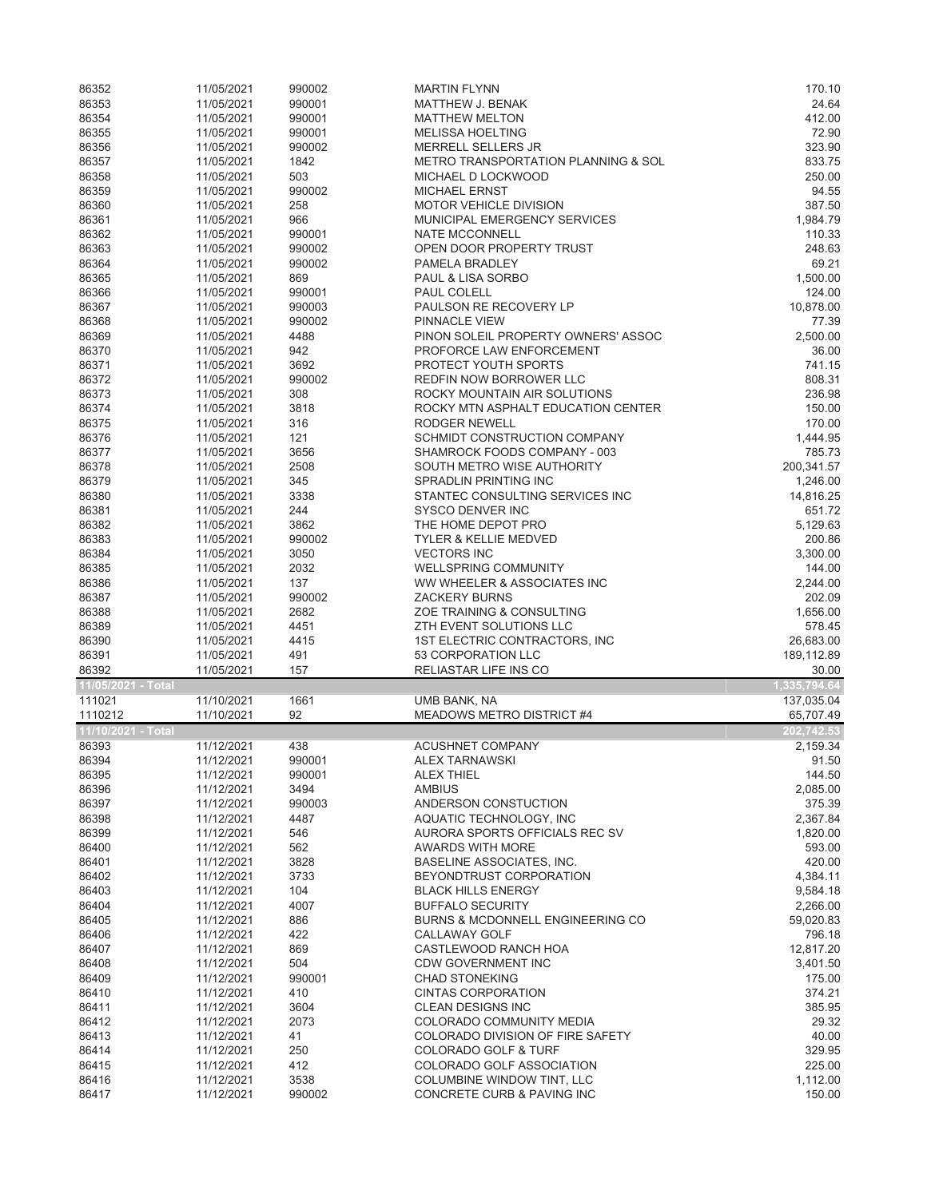| | | | | |
|---|---|---|---|---|
| 86352 | 11/05/2021 | 990002 | MARTIN FLYNN | 170.10 |
| 86353 | 11/05/2021 | 990001 | MATTHEW J. BENAK | 24.64 |
| 86354 | 11/05/2021 | 990001 | MATTHEW MELTON | 412.00 |
| 86355 | 11/05/2021 | 990001 | MELISSA HOELTING | 72.90 |
| 86356 | 11/05/2021 | 990002 | MERRELL SELLERS JR | 323.90 |
| 86357 | 11/05/2021 | 1842 | METRO TRANSPORTATION PLANNING & SOL | 833.75 |
| 86358 | 11/05/2021 | 503 | MICHAEL D LOCKWOOD | 250.00 |
| 86359 | 11/05/2021 | 990002 | MICHAEL ERNST | 94.55 |
| 86360 | 11/05/2021 | 258 | MOTOR VEHICLE DIVISION | 387.50 |
| 86361 | 11/05/2021 | 966 | MUNICIPAL EMERGENCY SERVICES | 1,984.79 |
| 86362 | 11/05/2021 | 990001 | NATE MCCONNELL | 110.33 |
| 86363 | 11/05/2021 | 990002 | OPEN DOOR PROPERTY TRUST | 248.63 |
| 86364 | 11/05/2021 | 990002 | PAMELA BRADLEY | 69.21 |
| 86365 | 11/05/2021 | 869 | PAUL & LISA SORBO | 1,500.00 |
| 86366 | 11/05/2021 | 990001 | PAUL COLELL | 124.00 |
| 86367 | 11/05/2021 | 990003 | PAULSON RE RECOVERY LP | 10,878.00 |
| 86368 | 11/05/2021 | 990002 | PINNACLE VIEW | 77.39 |
| 86369 | 11/05/2021 | 4488 | PINON SOLEIL PROPERTY OWNERS' ASSOC | 2,500.00 |
| 86370 | 11/05/2021 | 942 | PROFORCE LAW ENFORCEMENT | 36.00 |
| 86371 | 11/05/2021 | 3692 | PROTECT YOUTH SPORTS | 741.15 |
| 86372 | 11/05/2021 | 990002 | REDFIN NOW BORROWER LLC | 808.31 |
| 86373 | 11/05/2021 | 308 | ROCKY MOUNTAIN AIR SOLUTIONS | 236.98 |
| 86374 | 11/05/2021 | 3818 | ROCKY MTN ASPHALT EDUCATION CENTER | 150.00 |
| 86375 | 11/05/2021 | 316 | RODGER NEWELL | 170.00 |
| 86376 | 11/05/2021 | 121 | SCHMIDT CONSTRUCTION COMPANY | 1,444.95 |
| 86377 | 11/05/2021 | 3656 | SHAMROCK FOODS COMPANY - 003 | 785.73 |
| 86378 | 11/05/2021 | 2508 | SOUTH METRO WISE AUTHORITY | 200,341.57 |
| 86379 | 11/05/2021 | 345 | SPRADLIN PRINTING INC | 1,246.00 |
| 86380 | 11/05/2021 | 3338 | STANTEC CONSULTING SERVICES INC | 14,816.25 |
| 86381 | 11/05/2021 | 244 | SYSCO DENVER INC | 651.72 |
| 86382 | 11/05/2021 | 3862 | THE HOME DEPOT PRO | 5,129.63 |
| 86383 | 11/05/2021 | 990002 | TYLER & KELLIE MEDVED | 200.86 |
| 86384 | 11/05/2021 | 3050 | VECTORS INC | 3,300.00 |
| 86385 | 11/05/2021 | 2032 | WELLSPRING COMMUNITY | 144.00 |
| 86386 | 11/05/2021 | 137 | WW WHEELER & ASSOCIATES INC | 2,244.00 |
| 86387 | 11/05/2021 | 990002 | ZACKERY BURNS | 202.09 |
| 86388 | 11/05/2021 | 2682 | ZOE TRAINING & CONSULTING | 1,656.00 |
| 86389 | 11/05/2021 | 4451 | ZTH EVENT SOLUTIONS LLC | 578.45 |
| 86390 | 11/05/2021 | 4415 | 1ST ELECTRIC CONTRACTORS, INC | 26,683.00 |
| 86391 | 11/05/2021 | 491 | 53 CORPORATION LLC | 189,112.89 |
| 86392 | 11/05/2021 | 157 | RELIASTAR LIFE INS CO | 30.00 |
| **11/05/2021 - Total** | | | | **1,335,794.64** |
| 111021 | 11/10/2021 | 1661 | UMB BANK, NA | 137,035.04 |
| 1110212 | 11/10/2021 | 92 | MEADOWS METRO DISTRICT #4 | 65,707.49 |
| **11/10/2021 - Total** | | | | **202,742.53** |
| 86393 | 11/12/2021 | 438 | ACUSHNET COMPANY | 2,159.34 |
| 86394 | 11/12/2021 | 990001 | ALEX TARNAWSKI | 91.50 |
| 86395 | 11/12/2021 | 990001 | ALEX THIEL | 144.50 |
| 86396 | 11/12/2021 | 3494 | AMBIUS | 2,085.00 |
| 86397 | 11/12/2021 | 990003 | ANDERSON CONSTUCTION | 375.39 |
| 86398 | 11/12/2021 | 4487 | AQUATIC TECHNOLOGY, INC | 2,367.84 |
| 86399 | 11/12/2021 | 546 | AURORA SPORTS OFFICIALS REC SV | 1,820.00 |
| 86400 | 11/12/2021 | 562 | AWARDS WITH MORE | 593.00 |
| 86401 | 11/12/2021 | 3828 | BASELINE ASSOCIATES, INC. | 420.00 |
| 86402 | 11/12/2021 | 3733 | BEYONDTRUST CORPORATION | 4,384.11 |
| 86403 | 11/12/2021 | 104 | BLACK HILLS ENERGY | 9,584.18 |
| 86404 | 11/12/2021 | 4007 | BUFFALO SECURITY | 2,266.00 |
| 86405 | 11/12/2021 | 886 | BURNS & MCDONNELL ENGINEERING CO | 59,020.83 |
| 86406 | 11/12/2021 | 422 | CALLAWAY GOLF | 796.18 |
| 86407 | 11/12/2021 | 869 | CASTLEWOOD RANCH HOA | 12,817.20 |
| 86408 | 11/12/2021 | 504 | CDW GOVERNMENT INC | 3,401.50 |
| 86409 | 11/12/2021 | 990001 | CHAD STONEKING | 175.00 |
| 86410 | 11/12/2021 | 410 | CINTAS CORPORATION | 374.21 |
| 86411 | 11/12/2021 | 3604 | CLEAN DESIGNS INC | 385.95 |
| 86412 | 11/12/2021 | 2073 | COLORADO COMMUNITY MEDIA | 29.32 |
| 86413 | 11/12/2021 | 41 | COLORADO DIVISION OF FIRE SAFETY | 40.00 |
| 86414 | 11/12/2021 | 250 | COLORADO GOLF & TURF | 329.95 |
| 86415 | 11/12/2021 | 412 | COLORADO GOLF ASSOCIATION | 225.00 |
| 86416 | 11/12/2021 | 3538 | COLUMBINE WINDOW TINT, LLC | 1,112.00 |
| 86417 | 11/12/2021 | 990002 | CONCRETE CURB & PAVING INC | 150.00 |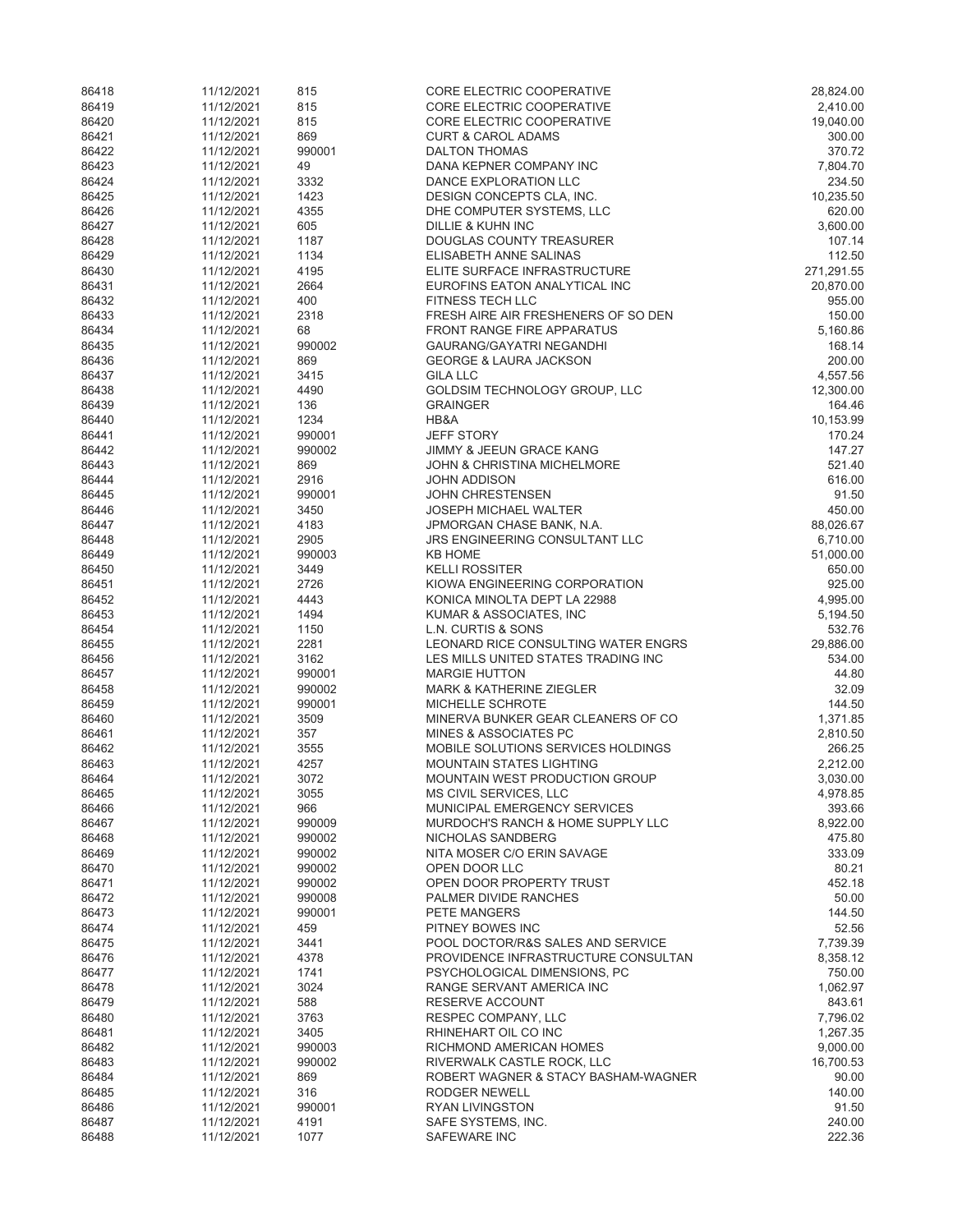| | | | | |
|---|---|---|---|---|
| 86418 | 11/12/2021 | 815 | CORE ELECTRIC COOPERATIVE | 28,824.00 |
| 86419 | 11/12/2021 | 815 | CORE ELECTRIC COOPERATIVE | 2,410.00 |
| 86420 | 11/12/2021 | 815 | CORE ELECTRIC COOPERATIVE | 19,040.00 |
| 86421 | 11/12/2021 | 869 | CURT & CAROL ADAMS | 300.00 |
| 86422 | 11/12/2021 | 990001 | DALTON THOMAS | 370.72 |
| 86423 | 11/12/2021 | 49 | DANA KEPNER COMPANY INC | 7,804.70 |
| 86424 | 11/12/2021 | 3332 | DANCE EXPLORATION LLC | 234.50 |
| 86425 | 11/12/2021 | 1423 | DESIGN CONCEPTS CLA, INC. | 10,235.50 |
| 86426 | 11/12/2021 | 4355 | DHE COMPUTER SYSTEMS, LLC | 620.00 |
| 86427 | 11/12/2021 | 605 | DILLIE & KUHN INC | 3,600.00 |
| 86428 | 11/12/2021 | 1187 | DOUGLAS COUNTY TREASURER | 107.14 |
| 86429 | 11/12/2021 | 1134 | ELISABETH ANNE SALINAS | 112.50 |
| 86430 | 11/12/2021 | 4195 | ELITE SURFACE INFRASTRUCTURE | 271,291.55 |
| 86431 | 11/12/2021 | 2664 | EUROFINS EATON ANALYTICAL INC | 20,870.00 |
| 86432 | 11/12/2021 | 400 | FITNESS TECH LLC | 955.00 |
| 86433 | 11/12/2021 | 2318 | FRESH AIRE AIR FRESHENERS OF SO DEN | 150.00 |
| 86434 | 11/12/2021 | 68 | FRONT RANGE FIRE APPARATUS | 5,160.86 |
| 86435 | 11/12/2021 | 990002 | GAURANG/GAYATRI NEGANDHI | 168.14 |
| 86436 | 11/12/2021 | 869 | GEORGE & LAURA JACKSON | 200.00 |
| 86437 | 11/12/2021 | 3415 | GILA LLC | 4,557.56 |
| 86438 | 11/12/2021 | 4490 | GOLDSIM TECHNOLOGY GROUP, LLC | 12,300.00 |
| 86439 | 11/12/2021 | 136 | GRAINGER | 164.46 |
| 86440 | 11/12/2021 | 1234 | HB&A | 10,153.99 |
| 86441 | 11/12/2021 | 990001 | JEFF STORY | 170.24 |
| 86442 | 11/12/2021 | 990002 | JIMMY & JEEUN GRACE KANG | 147.27 |
| 86443 | 11/12/2021 | 869 | JOHN & CHRISTINA MICHELMORE | 521.40 |
| 86444 | 11/12/2021 | 2916 | JOHN ADDISON | 616.00 |
| 86445 | 11/12/2021 | 990001 | JOHN CHRESTENSEN | 91.50 |
| 86446 | 11/12/2021 | 3450 | JOSEPH MICHAEL WALTER | 450.00 |
| 86447 | 11/12/2021 | 4183 | JPMORGAN CHASE BANK, N.A. | 88,026.67 |
| 86448 | 11/12/2021 | 2905 | JRS ENGINEERING CONSULTANT LLC | 6,710.00 |
| 86449 | 11/12/2021 | 990003 | KB HOME | 51,000.00 |
| 86450 | 11/12/2021 | 3449 | KELLI ROSSITER | 650.00 |
| 86451 | 11/12/2021 | 2726 | KIOWA ENGINEERING CORPORATION | 925.00 |
| 86452 | 11/12/2021 | 4443 | KONICA MINOLTA DEPT LA 22988 | 4,995.00 |
| 86453 | 11/12/2021 | 1494 | KUMAR & ASSOCIATES, INC | 5,194.50 |
| 86454 | 11/12/2021 | 1150 | L.N. CURTIS & SONS | 532.76 |
| 86455 | 11/12/2021 | 2281 | LEONARD RICE CONSULTING WATER ENGRS | 29,886.00 |
| 86456 | 11/12/2021 | 3162 | LES MILLS UNITED STATES TRADING INC | 534.00 |
| 86457 | 11/12/2021 | 990001 | MARGIE HUTTON | 44.80 |
| 86458 | 11/12/2021 | 990002 | MARK & KATHERINE ZIEGLER | 32.09 |
| 86459 | 11/12/2021 | 990001 | MICHELLE SCHROTE | 144.50 |
| 86460 | 11/12/2021 | 3509 | MINERVA BUNKER GEAR CLEANERS OF CO | 1,371.85 |
| 86461 | 11/12/2021 | 357 | MINES & ASSOCIATES PC | 2,810.50 |
| 86462 | 11/12/2021 | 3555 | MOBILE SOLUTIONS SERVICES HOLDINGS | 266.25 |
| 86463 | 11/12/2021 | 4257 | MOUNTAIN STATES LIGHTING | 2,212.00 |
| 86464 | 11/12/2021 | 3072 | MOUNTAIN WEST PRODUCTION GROUP | 3,030.00 |
| 86465 | 11/12/2021 | 3055 | MS CIVIL SERVICES, LLC | 4,978.85 |
| 86466 | 11/12/2021 | 966 | MUNICIPAL EMERGENCY SERVICES | 393.66 |
| 86467 | 11/12/2021 | 990009 | MURDOCH'S RANCH & HOME SUPPLY LLC | 8,922.00 |
| 86468 | 11/12/2021 | 990002 | NICHOLAS SANDBERG | 475.80 |
| 86469 | 11/12/2021 | 990002 | NITA MOSER C/O ERIN SAVAGE | 333.09 |
| 86470 | 11/12/2021 | 990002 | OPEN DOOR LLC | 80.21 |
| 86471 | 11/12/2021 | 990002 | OPEN DOOR PROPERTY TRUST | 452.18 |
| 86472 | 11/12/2021 | 990008 | PALMER DIVIDE RANCHES | 50.00 |
| 86473 | 11/12/2021 | 990001 | PETE MANGERS | 144.50 |
| 86474 | 11/12/2021 | 459 | PITNEY BOWES INC | 52.56 |
| 86475 | 11/12/2021 | 3441 | POOL DOCTOR/R&S SALES AND SERVICE | 7,739.39 |
| 86476 | 11/12/2021 | 4378 | PROVIDENCE INFRASTRUCTURE CONSULTAN | 8,358.12 |
| 86477 | 11/12/2021 | 1741 | PSYCHOLOGICAL DIMENSIONS, PC | 750.00 |
| 86478 | 11/12/2021 | 3024 | RANGE SERVANT AMERICA INC | 1,062.97 |
| 86479 | 11/12/2021 | 588 | RESERVE ACCOUNT | 843.61 |
| 86480 | 11/12/2021 | 3763 | RESPEC COMPANY, LLC | 7,796.02 |
| 86481 | 11/12/2021 | 3405 | RHINEHART OIL CO INC | 1,267.35 |
| 86482 | 11/12/2021 | 990003 | RICHMOND AMERICAN HOMES | 9,000.00 |
| 86483 | 11/12/2021 | 990002 | RIVERWALK CASTLE ROCK, LLC | 16,700.53 |
| 86484 | 11/12/2021 | 869 | ROBERT WAGNER & STACY BASHAM-WAGNER | 90.00 |
| 86485 | 11/12/2021 | 316 | RODGER NEWELL | 140.00 |
| 86486 | 11/12/2021 | 990001 | RYAN LIVINGSTON | 91.50 |
| 86487 | 11/12/2021 | 4191 | SAFE SYSTEMS, INC. | 240.00 |
| 86488 | 11/12/2021 | 1077 | SAFEWARE INC | 222.36 |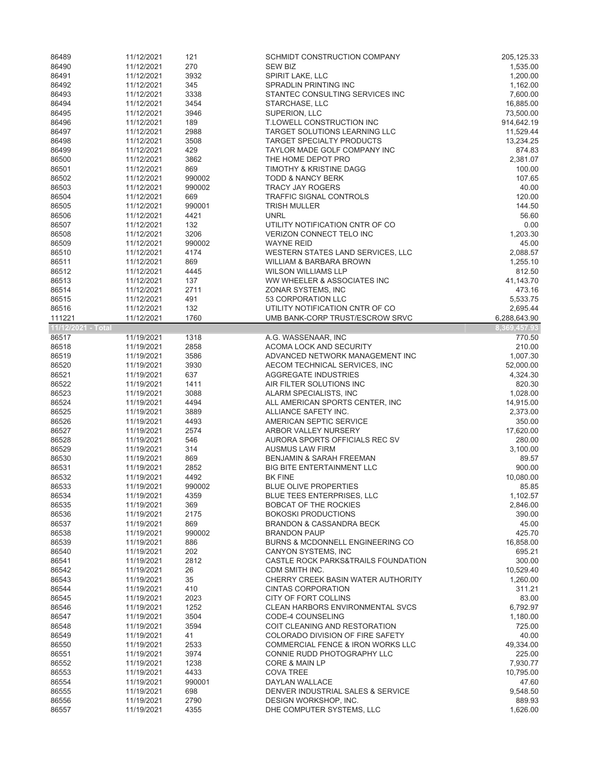| | | | | |
|---|---|---|---|---|
| 86489 | 11/12/2021 | 121 | SCHMIDT CONSTRUCTION COMPANY | 205,125.33 |
| 86490 | 11/12/2021 | 270 | SEW BIZ | 1,535.00 |
| 86491 | 11/12/2021 | 3932 | SPIRIT LAKE, LLC | 1,200.00 |
| 86492 | 11/12/2021 | 345 | SPRADLIN PRINTING INC | 1,162.00 |
| 86493 | 11/12/2021 | 3338 | STANTEC CONSULTING SERVICES INC | 7,600.00 |
| 86494 | 11/12/2021 | 3454 | STARCHASE, LLC | 16,885.00 |
| 86495 | 11/12/2021 | 3946 | SUPERION, LLC | 73,500.00 |
| 86496 | 11/12/2021 | 189 | T.LOWELL CONSTRUCTION INC | 914,642.19 |
| 86497 | 11/12/2021 | 2988 | TARGET SOLUTIONS LEARNING LLC | 11,529.44 |
| 86498 | 11/12/2021 | 3508 | TARGET SPECIALTY PRODUCTS | 13,234.25 |
| 86499 | 11/12/2021 | 429 | TAYLOR MADE GOLF COMPANY INC | 874.83 |
| 86500 | 11/12/2021 | 3862 | THE HOME DEPOT PRO | 2,381.07 |
| 86501 | 11/12/2021 | 869 | TIMOTHY & KRISTINE DAGG | 100.00 |
| 86502 | 11/12/2021 | 990002 | TODD & NANCY BERK | 107.65 |
| 86503 | 11/12/2021 | 990002 | TRACY JAY ROGERS | 40.00 |
| 86504 | 11/12/2021 | 669 | TRAFFIC SIGNAL CONTROLS | 120.00 |
| 86505 | 11/12/2021 | 990001 | TRISH MULLER | 144.50 |
| 86506 | 11/12/2021 | 4421 | UNRL | 56.60 |
| 86507 | 11/12/2021 | 132 | UTILITY NOTIFICATION CNTR OF CO | 0.00 |
| 86508 | 11/12/2021 | 3206 | VERIZON CONNECT TELO INC | 1,203.30 |
| 86509 | 11/12/2021 | 990002 | WAYNE REID | 45.00 |
| 86510 | 11/12/2021 | 4174 | WESTERN STATES LAND SERVICES, LLC | 2,088.57 |
| 86511 | 11/12/2021 | 869 | WILLIAM & BARBARA BROWN | 1,255.10 |
| 86512 | 11/12/2021 | 4445 | WILSON WILLIAMS LLP | 812.50 |
| 86513 | 11/12/2021 | 137 | WW WHEELER & ASSOCIATES INC | 41,143.70 |
| 86514 | 11/12/2021 | 2711 | ZONAR SYSTEMS, INC | 473.16 |
| 86515 | 11/12/2021 | 491 | 53 CORPORATION LLC | 5,533.75 |
| 86516 | 11/12/2021 | 132 | UTILITY NOTIFICATION CNTR OF CO | 2,695.44 |
| 111221 | 11/12/2021 | 1760 | UMB BANK-CORP TRUST/ESCROW SRVC | 6,288,643.90 |
| **11/12/2021 - Total** | | | | **8,369,457.93** |
| 86517 | 11/19/2021 | 1318 | A.G. WASSENAAR, INC | 770.50 |
| 86518 | 11/19/2021 | 2858 | ACOMA LOCK AND SECURITY | 210.00 |
| 86519 | 11/19/2021 | 3586 | ADVANCED NETWORK MANAGEMENT INC | 1,007.30 |
| 86520 | 11/19/2021 | 3930 | AECOM TECHNICAL SERVICES, INC | 52,000.00 |
| 86521 | 11/19/2021 | 637 | AGGREGATE INDUSTRIES | 4,324.30 |
| 86522 | 11/19/2021 | 1411 | AIR FILTER SOLUTIONS INC | 820.30 |
| 86523 | 11/19/2021 | 3088 | ALARM SPECIALISTS, INC | 1,028.00 |
| 86524 | 11/19/2021 | 4494 | ALL AMERICAN SPORTS CENTER, INC | 14,915.00 |
| 86525 | 11/19/2021 | 3889 | ALLIANCE SAFETY INC. | 2,373.00 |
| 86526 | 11/19/2021 | 4493 | AMERICAN SEPTIC SERVICE | 350.00 |
| 86527 | 11/19/2021 | 2574 | ARBOR VALLEY NURSERY | 17,620.00 |
| 86528 | 11/19/2021 | 546 | AURORA SPORTS OFFICIALS REC SV | 280.00 |
| 86529 | 11/19/2021 | 314 | AUSMUS LAW FIRM | 3,100.00 |
| 86530 | 11/19/2021 | 869 | BENJAMIN & SARAH FREEMAN | 89.57 |
| 86531 | 11/19/2021 | 2852 | BIG BITE ENTERTAINMENT LLC | 900.00 |
| 86532 | 11/19/2021 | 4492 | BK FINE | 10,080.00 |
| 86533 | 11/19/2021 | 990002 | BLUE OLIVE PROPERTIES | 85.85 |
| 86534 | 11/19/2021 | 4359 | BLUE TEES ENTERPRISES, LLC | 1,102.57 |
| 86535 | 11/19/2021 | 369 | BOBCAT OF THE ROCKIES | 2,846.00 |
| 86536 | 11/19/2021 | 2175 | BOKOSKI PRODUCTIONS | 390.00 |
| 86537 | 11/19/2021 | 869 | BRANDON & CASSANDRA BECK | 45.00 |
| 86538 | 11/19/2021 | 990002 | BRANDON PAUP | 425.70 |
| 86539 | 11/19/2021 | 886 | BURNS & MCDONNELL ENGINEERING CO | 16,858.00 |
| 86540 | 11/19/2021 | 202 | CANYON SYSTEMS, INC | 695.21 |
| 86541 | 11/19/2021 | 2812 | CASTLE ROCK PARKS&TRAILS FOUNDATION | 300.00 |
| 86542 | 11/19/2021 | 26 | CDM SMITH INC. | 10,529.40 |
| 86543 | 11/19/2021 | 35 | CHERRY CREEK BASIN WATER AUTHORITY | 1,260.00 |
| 86544 | 11/19/2021 | 410 | CINTAS CORPORATION | 311.21 |
| 86545 | 11/19/2021 | 2023 | CITY OF FORT COLLINS | 83.00 |
| 86546 | 11/19/2021 | 1252 | CLEAN HARBORS ENVIRONMENTAL SVCS | 6,792.97 |
| 86547 | 11/19/2021 | 3504 | CODE-4 COUNSELING | 1,180.00 |
| 86548 | 11/19/2021 | 3594 | COIT CLEANING AND RESTORATION | 725.00 |
| 86549 | 11/19/2021 | 41 | COLORADO DIVISION OF FIRE SAFETY | 40.00 |
| 86550 | 11/19/2021 | 2533 | COMMERCIAL FENCE & IRON WORKS LLC | 49,334.00 |
| 86551 | 11/19/2021 | 3974 | CONNIE RUDD PHOTOGRAPHY LLC | 225.00 |
| 86552 | 11/19/2021 | 1238 | CORE & MAIN LP | 7,930.77 |
| 86553 | 11/19/2021 | 4433 | COVA TREE | 10,795.00 |
| 86554 | 11/19/2021 | 990001 | DAYLAN WALLACE | 47.60 |
| 86555 | 11/19/2021 | 698 | DENVER INDUSTRIAL SALES & SERVICE | 9,548.50 |
| 86556 | 11/19/2021 | 2790 | DESIGN WORKSHOP, INC. | 889.93 |
| 86557 | 11/19/2021 | 4355 | DHE COMPUTER SYSTEMS, LLC | 1,626.00 |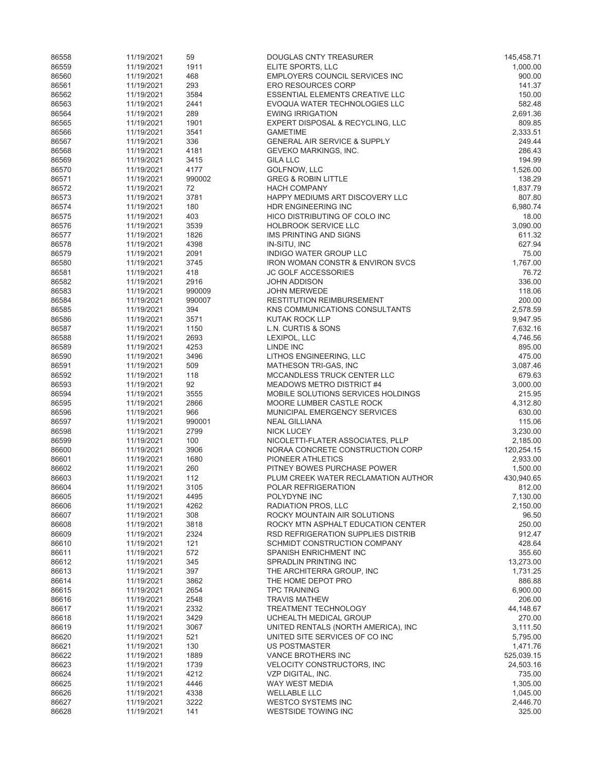| | | | | |
|---|---|---|---|---|
| 86558 | 11/19/2021 | 59 | DOUGLAS CNTY TREASURER | 145,458.71 |
| 86559 | 11/19/2021 | 1911 | ELITE SPORTS, LLC | 1,000.00 |
| 86560 | 11/19/2021 | 468 | EMPLOYERS COUNCIL SERVICES INC | 900.00 |
| 86561 | 11/19/2021 | 293 | ERO RESOURCES CORP | 141.37 |
| 86562 | 11/19/2021 | 3584 | ESSENTIAL ELEMENTS CREATIVE LLC | 150.00 |
| 86563 | 11/19/2021 | 2441 | EVOQUA WATER TECHNOLOGIES LLC | 582.48 |
| 86564 | 11/19/2021 | 289 | EWING IRRIGATION | 2,691.36 |
| 86565 | 11/19/2021 | 1901 | EXPERT DISPOSAL & RECYCLING, LLC | 809.85 |
| 86566 | 11/19/2021 | 3541 | GAMETIME | 2,333.51 |
| 86567 | 11/19/2021 | 336 | GENERAL AIR SERVICE & SUPPLY | 249.44 |
| 86568 | 11/19/2021 | 4181 | GEVEKO MARKINGS, INC. | 286.43 |
| 86569 | 11/19/2021 | 3415 | GILA LLC | 194.99 |
| 86570 | 11/19/2021 | 4177 | GOLFNOW, LLC | 1,526.00 |
| 86571 | 11/19/2021 | 990002 | GREG & ROBIN LITTLE | 138.29 |
| 86572 | 11/19/2021 | 72 | HACH COMPANY | 1,837.79 |
| 86573 | 11/19/2021 | 3781 | HAPPY MEDIUMS ART DISCOVERY LLC | 807.80 |
| 86574 | 11/19/2021 | 180 | HDR ENGINEERING INC | 6,980.74 |
| 86575 | 11/19/2021 | 403 | HICO DISTRIBUTING OF COLO INC | 18.00 |
| 86576 | 11/19/2021 | 3539 | HOLBROOK SERVICE LLC | 3,090.00 |
| 86577 | 11/19/2021 | 1826 | IMS PRINTING AND SIGNS | 611.32 |
| 86578 | 11/19/2021 | 4398 | IN-SITU, INC | 627.94 |
| 86579 | 11/19/2021 | 2091 | INDIGO WATER GROUP LLC | 75.00 |
| 86580 | 11/19/2021 | 3745 | IRON WOMAN CONSTR & ENVIRON SVCS | 1,767.00 |
| 86581 | 11/19/2021 | 418 | JC GOLF ACCESSORIES | 76.72 |
| 86582 | 11/19/2021 | 2916 | JOHN ADDISON | 336.00 |
| 86583 | 11/19/2021 | 990009 | JOHN MERWEDE | 118.06 |
| 86584 | 11/19/2021 | 990007 | RESTITUTION REIMBURSEMENT | 200.00 |
| 86585 | 11/19/2021 | 394 | KNS COMMUNICATIONS CONSULTANTS | 2,578.59 |
| 86586 | 11/19/2021 | 3571 | KUTAK ROCK LLP | 9,947.95 |
| 86587 | 11/19/2021 | 1150 | L.N. CURTIS & SONS | 7,632.16 |
| 86588 | 11/19/2021 | 2693 | LEXIPOL, LLC | 4,746.56 |
| 86589 | 11/19/2021 | 4253 | LINDE INC | 895.00 |
| 86590 | 11/19/2021 | 3496 | LITHOS ENGINEERING, LLC | 475.00 |
| 86591 | 11/19/2021 | 509 | MATHESON TRI-GAS, INC | 3,087.46 |
| 86592 | 11/19/2021 | 118 | MCCANDLESS TRUCK CENTER LLC | 679.63 |
| 86593 | 11/19/2021 | 92 | MEADOWS METRO DISTRICT #4 | 3,000.00 |
| 86594 | 11/19/2021 | 3555 | MOBILE SOLUTIONS SERVICES HOLDINGS | 215.95 |
| 86595 | 11/19/2021 | 2866 | MOORE LUMBER CASTLE ROCK | 4,312.80 |
| 86596 | 11/19/2021 | 966 | MUNICIPAL EMERGENCY SERVICES | 630.00 |
| 86597 | 11/19/2021 | 990001 | NEAL GILLIANA | 115.06 |
| 86598 | 11/19/2021 | 2799 | NICK LUCEY | 3,230.00 |
| 86599 | 11/19/2021 | 100 | NICOLETTI-FLATER ASSOCIATES, PLLP | 2,185.00 |
| 86600 | 11/19/2021 | 3906 | NORAA CONCRETE CONSTRUCTION CORP | 120,254.15 |
| 86601 | 11/19/2021 | 1680 | PIONEER ATHLETICS | 2,933.00 |
| 86602 | 11/19/2021 | 260 | PITNEY BOWES PURCHASE POWER | 1,500.00 |
| 86603 | 11/19/2021 | 112 | PLUM CREEK WATER RECLAMATION AUTHOR | 430,940.65 |
| 86604 | 11/19/2021 | 3105 | POLAR REFRIGERATION | 812.00 |
| 86605 | 11/19/2021 | 4495 | POLYDYNE INC | 7,130.00 |
| 86606 | 11/19/2021 | 4262 | RADIATION PROS, LLC | 2,150.00 |
| 86607 | 11/19/2021 | 308 | ROCKY MOUNTAIN AIR SOLUTIONS | 96.50 |
| 86608 | 11/19/2021 | 3818 | ROCKY MTN ASPHALT EDUCATION CENTER | 250.00 |
| 86609 | 11/19/2021 | 2324 | RSD REFRIGERATION SUPPLIES DISTRIB | 912.47 |
| 86610 | 11/19/2021 | 121 | SCHMIDT CONSTRUCTION COMPANY | 428.64 |
| 86611 | 11/19/2021 | 572 | SPANISH ENRICHMENT INC | 355.60 |
| 86612 | 11/19/2021 | 345 | SPRADLIN PRINTING INC | 13,273.00 |
| 86613 | 11/19/2021 | 397 | THE ARCHITERRA GROUP, INC | 1,731.25 |
| 86614 | 11/19/2021 | 3862 | THE HOME DEPOT PRO | 886.88 |
| 86615 | 11/19/2021 | 2654 | TPC TRAINING | 6,900.00 |
| 86616 | 11/19/2021 | 2548 | TRAVIS MATHEW | 206.00 |
| 86617 | 11/19/2021 | 2332 | TREATMENT TECHNOLOGY | 44,148.67 |
| 86618 | 11/19/2021 | 3429 | UCHEALTH MEDICAL GROUP | 270.00 |
| 86619 | 11/19/2021 | 3067 | UNITED RENTALS (NORTH AMERICA), INC | 3,111.50 |
| 86620 | 11/19/2021 | 521 | UNITED SITE SERVICES OF CO INC | 5,795.00 |
| 86621 | 11/19/2021 | 130 | US POSTMASTER | 1,471.76 |
| 86622 | 11/19/2021 | 1889 | VANCE BROTHERS INC | 525,039.15 |
| 86623 | 11/19/2021 | 1739 | VELOCITY CONSTRUCTORS, INC | 24,503.16 |
| 86624 | 11/19/2021 | 4212 | VZP DIGITAL, INC. | 735.00 |
| 86625 | 11/19/2021 | 4446 | WAY WEST MEDIA | 1,305.00 |
| 86626 | 11/19/2021 | 4338 | WELLABLE LLC | 1,045.00 |
| 86627 | 11/19/2021 | 3222 | WESTCO SYSTEMS INC | 2,446.70 |
| 86628 | 11/19/2021 | 141 | WESTSIDE TOWING INC | 325.00 |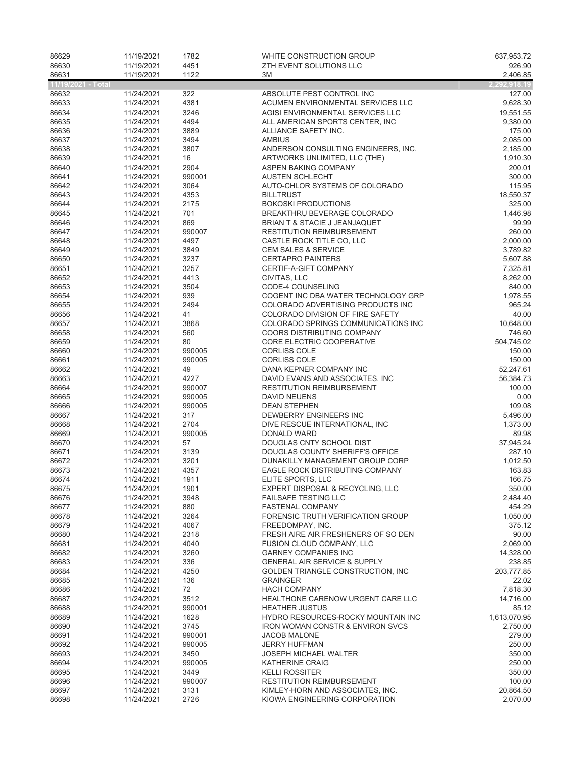| | | | | |
|---|---|---|---|---|
| 86629 | 11/19/2021 | 1782 | WHITE CONSTRUCTION GROUP | 637,953.72 |
| 86630 | 11/19/2021 | 4451 | ZTH EVENT SOLUTIONS LLC | 926.90 |
| 86631 | 11/19/2021 | 1122 | 3M | 2,406.85 |
| **11/19/2021 - Total** | | | | **2,292,918.19** |
| 86632 | 11/24/2021 | 322 | ABSOLUTE PEST CONTROL INC | 127.00 |
| 86633 | 11/24/2021 | 4381 | ACUMEN ENVIRONMENTAL SERVICES LLC | 9,628.30 |
| 86634 | 11/24/2021 | 3246 | AGISI ENVIRONMENTAL SERVICES LLC | 19,551.55 |
| 86635 | 11/24/2021 | 4494 | ALL AMERICAN SPORTS CENTER, INC | 9,380.00 |
| 86636 | 11/24/2021 | 3889 | ALLIANCE SAFETY INC. | 175.00 |
| 86637 | 11/24/2021 | 3494 | AMBIUS | 2,085.00 |
| 86638 | 11/24/2021 | 3807 | ANDERSON CONSULTING ENGINEERS, INC. | 2,185.00 |
| 86639 | 11/24/2021 | 16 | ARTWORKS UNLIMITED, LLC (THE) | 1,910.30 |
| 86640 | 11/24/2021 | 2904 | ASPEN BAKING COMPANY | 200.01 |
| 86641 | 11/24/2021 | 990001 | AUSTEN SCHLECHT | 300.00 |
| 86642 | 11/24/2021 | 3064 | AUTO-CHLOR SYSTEMS OF COLORADO | 115.95 |
| 86643 | 11/24/2021 | 4353 | BILLTRUST | 18,550.37 |
| 86644 | 11/24/2021 | 2175 | BOKOSKI PRODUCTIONS | 325.00 |
| 86645 | 11/24/2021 | 701 | BREAKTHRU BEVERAGE COLORADO | 1,446.98 |
| 86646 | 11/24/2021 | 869 | BRIAN T & STACIE J JEANJAQUET | 99.99 |
| 86647 | 11/24/2021 | 990007 | RESTITUTION REIMBURSEMENT | 260.00 |
| 86648 | 11/24/2021 | 4497 | CASTLE ROCK TITLE CO, LLC | 2,000.00 |
| 86649 | 11/24/2021 | 3849 | CEM SALES & SERVICE | 3,789.82 |
| 86650 | 11/24/2021 | 3237 | CERTAPRO PAINTERS | 5,607.88 |
| 86651 | 11/24/2021 | 3257 | CERTIF-A-GIFT COMPANY | 7,325.81 |
| 86652 | 11/24/2021 | 4413 | CIVITAS, LLC | 8,262.00 |
| 86653 | 11/24/2021 | 3504 | CODE-4 COUNSELING | 840.00 |
| 86654 | 11/24/2021 | 939 | COGENT INC DBA WATER TECHNOLOGY GRP | 1,978.55 |
| 86655 | 11/24/2021 | 2494 | COLORADO ADVERTISING PRODUCTS INC | 965.24 |
| 86656 | 11/24/2021 | 41 | COLORADO DIVISION OF FIRE SAFETY | 40.00 |
| 86657 | 11/24/2021 | 3868 | COLORADO SPRINGS COMMUNICATIONS INC | 10,648.00 |
| 86658 | 11/24/2021 | 560 | COORS DISTRIBUTING COMPANY | 746.60 |
| 86659 | 11/24/2021 | 80 | CORE ELECTRIC COOPERATIVE | 504,745.02 |
| 86660 | 11/24/2021 | 990005 | CORLISS COLE | 150.00 |
| 86661 | 11/24/2021 | 990005 | CORLISS COLE | 150.00 |
| 86662 | 11/24/2021 | 49 | DANA KEPNER COMPANY INC | 52,247.61 |
| 86663 | 11/24/2021 | 4227 | DAVID EVANS AND ASSOCIATES, INC | 56,384.73 |
| 86664 | 11/24/2021 | 990007 | RESTITUTION REIMBURSEMENT | 100.00 |
| 86665 | 11/24/2021 | 990005 | DAVID NEUENS | 0.00 |
| 86666 | 11/24/2021 | 990005 | DEAN STEPHEN | 109.08 |
| 86667 | 11/24/2021 | 317 | DEWBERRY ENGINEERS INC | 5,496.00 |
| 86668 | 11/24/2021 | 2704 | DIVE RESCUE INTERNATIONAL, INC | 1,373.00 |
| 86669 | 11/24/2021 | 990005 | DONALD WARD | 89.98 |
| 86670 | 11/24/2021 | 57 | DOUGLAS CNTY SCHOOL DIST | 37,945.24 |
| 86671 | 11/24/2021 | 3139 | DOUGLAS COUNTY SHERIFF'S OFFICE | 287.10 |
| 86672 | 11/24/2021 | 3201 | DUNAKILLY MANAGEMENT GROUP CORP | 1,012.50 |
| 86673 | 11/24/2021 | 4357 | EAGLE ROCK DISTRIBUTING COMPANY | 163.83 |
| 86674 | 11/24/2021 | 1911 | ELITE SPORTS, LLC | 166.75 |
| 86675 | 11/24/2021 | 1901 | EXPERT DISPOSAL & RECYCLING, LLC | 350.00 |
| 86676 | 11/24/2021 | 3948 | FAILSAFE TESTING LLC | 2,484.40 |
| 86677 | 11/24/2021 | 880 | FASTENAL COMPANY | 454.29 |
| 86678 | 11/24/2021 | 3264 | FORENSIC TRUTH VERIFICATION GROUP | 1,050.00 |
| 86679 | 11/24/2021 | 4067 | FREEDOMPAY, INC. | 375.12 |
| 86680 | 11/24/2021 | 2318 | FRESH AIRE AIR FRESHENERS OF SO DEN | 90.00 |
| 86681 | 11/24/2021 | 4040 | FUSION CLOUD COMPANY, LLC | 2,069.00 |
| 86682 | 11/24/2021 | 3260 | GARNEY COMPANIES INC | 14,328.00 |
| 86683 | 11/24/2021 | 336 | GENERAL AIR SERVICE & SUPPLY | 238.85 |
| 86684 | 11/24/2021 | 4250 | GOLDEN TRIANGLE CONSTRUCTION, INC | 203,777.85 |
| 86685 | 11/24/2021 | 136 | GRAINGER | 22.02 |
| 86686 | 11/24/2021 | 72 | HACH COMPANY | 7,818.30 |
| 86687 | 11/24/2021 | 3512 | HEALTHONE CARENOW URGENT CARE LLC | 14,716.00 |
| 86688 | 11/24/2021 | 990001 | HEATHER JUSTUS | 85.12 |
| 86689 | 11/24/2021 | 1628 | HYDRO RESOURCES-ROCKY MOUNTAIN INC | 1,613,070.95 |
| 86690 | 11/24/2021 | 3745 | IRON WOMAN CONSTR & ENVIRON SVCS | 2,750.00 |
| 86691 | 11/24/2021 | 990001 | JACOB MALONE | 279.00 |
| 86692 | 11/24/2021 | 990005 | JERRY HUFFMAN | 250.00 |
| 86693 | 11/24/2021 | 3450 | JOSEPH MICHAEL WALTER | 350.00 |
| 86694 | 11/24/2021 | 990005 | KATHERINE CRAIG | 250.00 |
| 86695 | 11/24/2021 | 3449 | KELLI ROSSITER | 350.00 |
| 86696 | 11/24/2021 | 990007 | RESTITUTION REIMBURSEMENT | 100.00 |
| 86697 | 11/24/2021 | 3131 | KIMLEY-HORN AND ASSOCIATES, INC. | 20,864.50 |
| 86698 | 11/24/2021 | 2726 | KIOWA ENGINEERING CORPORATION | 2,070.00 |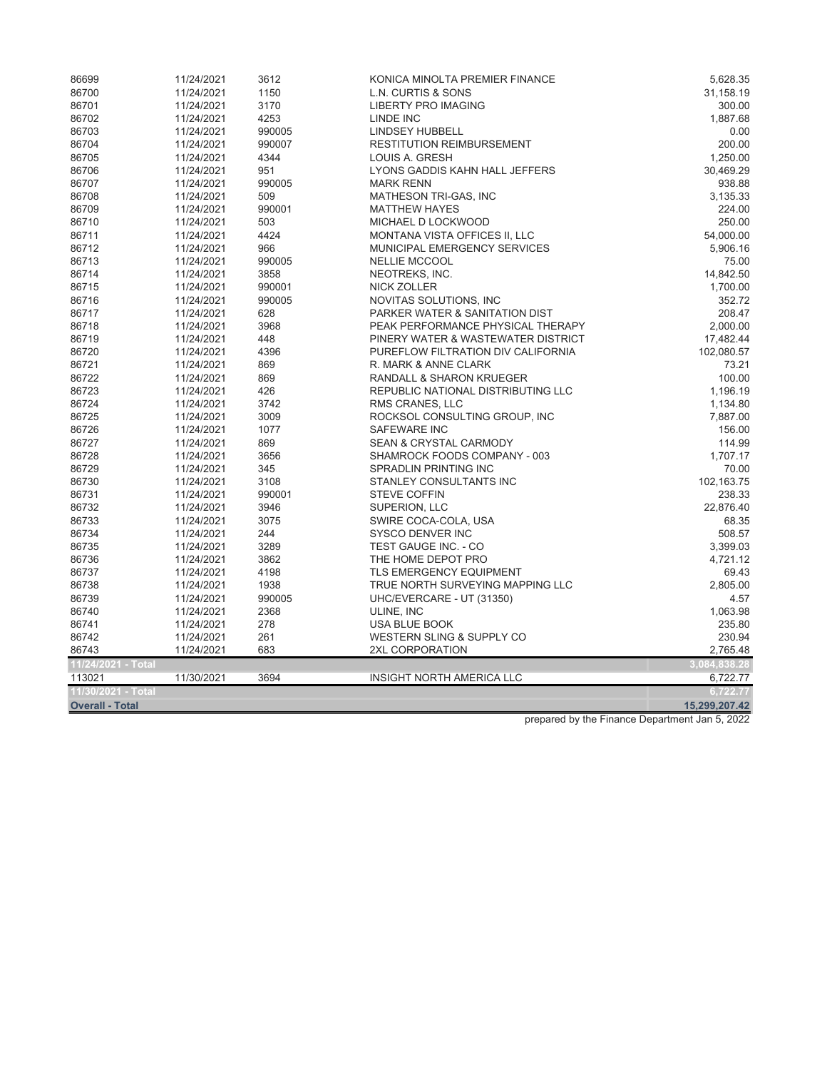| | | | | |
|---|---|---|---|---|
| 86699 | 11/24/2021 | 3612 | KONICA MINOLTA PREMIER FINANCE | 5,628.35 |
| 86700 | 11/24/2021 | 1150 | L.N. CURTIS & SONS | 31,158.19 |
| 86701 | 11/24/2021 | 3170 | LIBERTY PRO IMAGING | 300.00 |
| 86702 | 11/24/2021 | 4253 | LINDE INC | 1,887.68 |
| 86703 | 11/24/2021 | 990005 | LINDSEY HUBBELL | 0.00 |
| 86704 | 11/24/2021 | 990007 | RESTITUTION REIMBURSEMENT | 200.00 |
| 86705 | 11/24/2021 | 4344 | LOUIS A. GRESH | 1,250.00 |
| 86706 | 11/24/2021 | 951 | LYONS GADDIS KAHN HALL JEFFERS | 30,469.29 |
| 86707 | 11/24/2021 | 990005 | MARK RENN | 938.88 |
| 86708 | 11/24/2021 | 509 | MATHESON TRI-GAS, INC | 3,135.33 |
| 86709 | 11/24/2021 | 990001 | MATTHEW HAYES | 224.00 |
| 86710 | 11/24/2021 | 503 | MICHAEL D LOCKWOOD | 250.00 |
| 86711 | 11/24/2021 | 4424 | MONTANA VISTA OFFICES II, LLC | 54,000.00 |
| 86712 | 11/24/2021 | 966 | MUNICIPAL EMERGENCY SERVICES | 5,906.16 |
| 86713 | 11/24/2021 | 990005 | NELLIE MCCOOL | 75.00 |
| 86714 | 11/24/2021 | 3858 | NEOTREKS, INC. | 14,842.50 |
| 86715 | 11/24/2021 | 990001 | NICK ZOLLER | 1,700.00 |
| 86716 | 11/24/2021 | 990005 | NOVITAS SOLUTIONS, INC | 352.72 |
| 86717 | 11/24/2021 | 628 | PARKER WATER & SANITATION DIST | 208.47 |
| 86718 | 11/24/2021 | 3968 | PEAK PERFORMANCE PHYSICAL THERAPY | 2,000.00 |
| 86719 | 11/24/2021 | 448 | PINERY WATER & WASTEWATER DISTRICT | 17,482.44 |
| 86720 | 11/24/2021 | 4396 | PUREFLOW FILTRATION DIV CALIFORNIA | 102,080.57 |
| 86721 | 11/24/2021 | 869 | R. MARK & ANNE CLARK | 73.21 |
| 86722 | 11/24/2021 | 869 | RANDALL & SHARON KRUEGER | 100.00 |
| 86723 | 11/24/2021 | 426 | REPUBLIC NATIONAL DISTRIBUTING LLC | 1,196.19 |
| 86724 | 11/24/2021 | 3742 | RMS CRANES, LLC | 1,134.80 |
| 86725 | 11/24/2021 | 3009 | ROCKSOL CONSULTING GROUP, INC | 7,887.00 |
| 86726 | 11/24/2021 | 1077 | SAFEWARE INC | 156.00 |
| 86727 | 11/24/2021 | 869 | SEAN & CRYSTAL CARMODY | 114.99 |
| 86728 | 11/24/2021 | 3656 | SHAMROCK FOODS COMPANY - 003 | 1,707.17 |
| 86729 | 11/24/2021 | 345 | SPRADLIN PRINTING INC | 70.00 |
| 86730 | 11/24/2021 | 3108 | STANLEY CONSULTANTS INC | 102,163.75 |
| 86731 | 11/24/2021 | 990001 | STEVE COFFIN | 238.33 |
| 86732 | 11/24/2021 | 3946 | SUPERION, LLC | 22,876.40 |
| 86733 | 11/24/2021 | 3075 | SWIRE COCA-COLA, USA | 68.35 |
| 86734 | 11/24/2021 | 244 | SYSCO DENVER INC | 508.57 |
| 86735 | 11/24/2021 | 3289 | TEST GAUGE INC. - CO | 3,399.03 |
| 86736 | 11/24/2021 | 3862 | THE HOME DEPOT PRO | 4,721.12 |
| 86737 | 11/24/2021 | 4198 | TLS EMERGENCY EQUIPMENT | 69.43 |
| 86738 | 11/24/2021 | 1938 | TRUE NORTH SURVEYING MAPPING LLC | 2,805.00 |
| 86739 | 11/24/2021 | 990005 | UHC/EVERCARE - UT (31350) | 4.57 |
| 86740 | 11/24/2021 | 2368 | ULINE, INC | 1,063.98 |
| 86741 | 11/24/2021 | 278 | USA BLUE BOOK | 235.80 |
| 86742 | 11/24/2021 | 261 | WESTERN SLING & SUPPLY CO | 230.94 |
| 86743 | 11/24/2021 | 683 | 2XL CORPORATION | 2,765.48 |
| **11/24/2021 - Total** | | | | **3,084,838.28** |
| 113021 | 11/30/2021 | 3694 | INSIGHT NORTH AMERICA LLC | 6,722.77 |
| **11/30/2021 - Total** | | | | **6,722.77** |
| **Overall - Total** | | | | **15,299,207.42** |

prepared by the Finance Department Jan 5, 2022